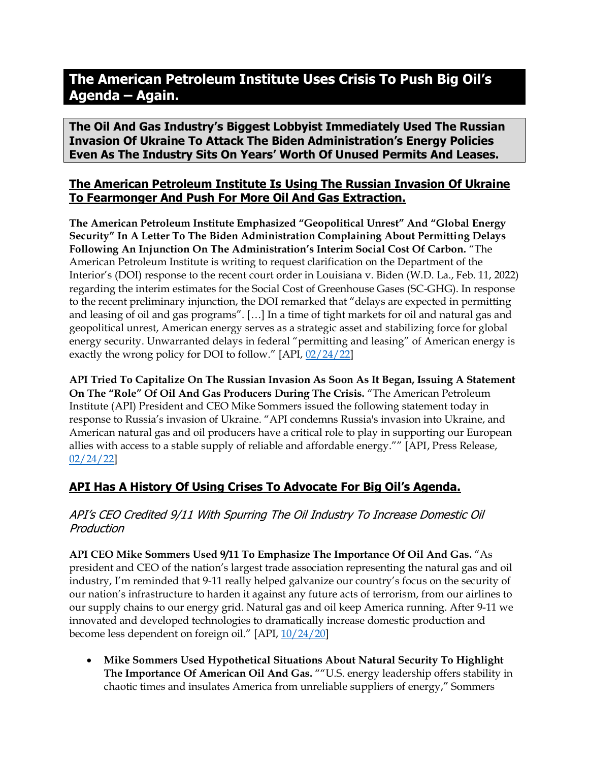# The American Petroleum Institute Uses Crisis To Push Big Oil's Agenda – Again.

## The Oil And Gas Industry's Biggest Lobbyist Immediately Used The Russian Invasion Of Ukraine To Attack The Biden Administration's Energy Policies Even As The Industry Sits On Years' Worth Of Unused Permits And Leases.

### The American Petroleum Institute Is Using The Russian Invasion Of Ukraine To Fearmonger And Push For More Oil And Gas Extraction.

**The American Petroleum Institute Emphasized "Geopolitical Unrest" And "Global Energy Security" In A Letter To The Biden Administration Complaining About Permitting Delays Following An Injunction On The Administration's Interim Social Cost Of Carbon.** "The American Petroleum Institute is writing to request clarification on the Department of the Interior's (DOI) response to the recent court order in Louisiana v. Biden (W.D. La., Feb. 11, 2022) regarding the interim estimates for the Social Cost of Greenhouse Gases (SC-GHG). In response to the recent preliminary injunction, the DOI remarked that "delays are expected in permitting and leasing of oil and gas programs". […] In a time of tight markets for oil and natural gas and geopolitical unrest, American energy serves as a strategic asset and stabilizing force for global energy security. Unwarranted delays in federal "permitting and leasing" of American energy is exactly the wrong policy for DOI to follow." [API, 02/24/22]

**API Tried To Capitalize On The Russian Invasion As Soon As It Began, Issuing A Statement On The "Role" Of Oil And Gas Producers During The Crisis.** "The American Petroleum Institute (API) President and CEO Mike Sommers issued the following statement today in response to Russia's invasion of Ukraine. "API condemns Russia's invasion into Ukraine, and American natural gas and oil producers have a critical role to play in supporting our European allies with access to a stable supply of reliable and affordable energy."" [API, Press Release, 02/24/22]

### API Has A History Of Using Crises To Advocate For Big Oil's Agenda.

*API's CEO Credited 9/11 With Spurring The Oil Industry To Increase Domestic Oil Production*

**API CEO Mike Sommers Used 9/11 To Emphasize The Importance Of Oil And Gas.** "As president and CEO of the nation's largest trade association representing the natural gas and oil industry, I'm reminded that 9-11 really helped galvanize our country's focus on the security of our nation's infrastructure to harden it against any future acts of terrorism, from our airlines to our supply chains to our energy grid. Natural gas and oil keep America running. After 9-11 we innovated and developed technologies to dramatically increase domestic production and become less dependent on foreign oil." [API, 10/24/20]

- **Mike Sommers Used Hypothetical Situations About Natural Security To Highlight The Importance Of American Oil And Gas.** ""U.S. energy leadership offers stability in chaotic times and insulates America from unreliable suppliers of energy," Sommers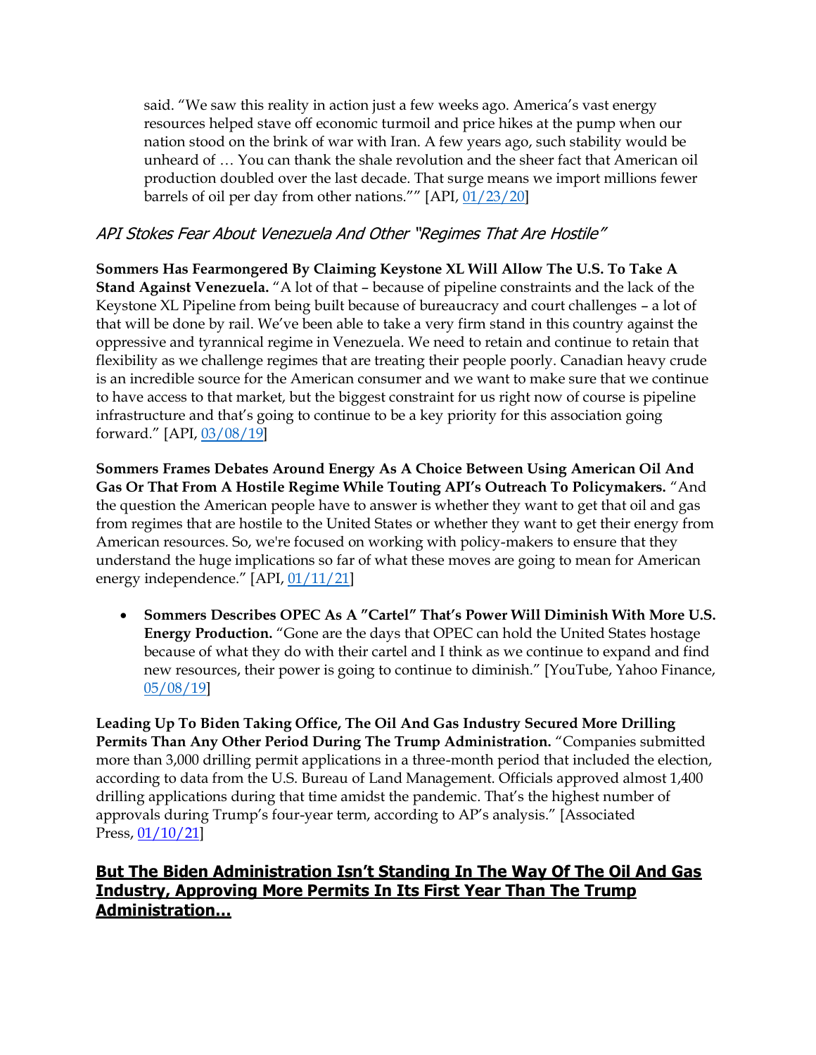said. “We saw this reality in action just a few weeks ago. America’s vast energy resources helped stave off economic turmoil and price hikes at the pump when our nation stood on the brink of war with Iran. A few years ago, such stability would be unheard of … You can thank the shale revolution and the sheer fact that American oil production doubled over the last decade. That surge means we import millions fewer barrels of oil per day from other nations."” [API, 01/23/20]

### *API Stokes Fear About Venezuela And Other "Regimes That Are Hostile"*

**Sommers Has Fearmongered By Claiming Keystone XL Will Allow The U.S. To Take A Stand Against Venezuela.** “A lot of that – because of pipeline constraints and the lack of the Keystone XL Pipeline from being built because of bureaucracy and court challenges – a lot of that will be done by rail. We’ve been able to take a very firm stand in this country against the oppressive and tyrannical regime in Venezuela. We need to retain and continue to retain that flexibility as we challenge regimes that are treating their people poorly. Canadian heavy crude is an incredible source for the American consumer and we want to make sure that we continue to have access to that market, but the biggest constraint for us right now of course is pipeline infrastructure and that’s going to continue to be a key priority for this association going forward.” [API, 03/08/19]

**Sommers Frames Debates Around Energy As A Choice Between Using American Oil And Gas Or That From A Hostile Regime While Touting API’s Outreach To Policymakers.** “And the question the American people have to answer is whether they want to get that oil and gas from regimes that are hostile to the United States or whether they want to get their energy from American resources. So, we're focused on working with policy-makers to ensure that they understand the huge implications so far of what these moves are going to mean for American energy independence.” [API, 01/11/21]

- **Sommers Describes OPEC As A "Cartel" That’s Power Will Diminish With More U.S. Energy Production.** “Gone are the days that OPEC can hold the United States hostage because of what they do with their cartel and I think as we continue to expand and find new resources, their power is going to continue to diminish.” [YouTube, Yahoo Finance, 05/08/19]

**Leading Up To Biden Taking Office, The Oil And Gas Industry Secured More Drilling Permits Than Any Other Period During The Trump Administration.** “Companies submitted more than 3,000 drilling permit applications in a three-month period that included the election, according to data from the U.S. Bureau of Land Management. Officials approved almost 1,400 drilling applications during that time amidst the pandemic. That’s the highest number of approvals during Trump’s four-year term, according to AP’s analysis.” [Associated Press, 01/10/21]

## **But The Biden Administration Isn’t Standing In The Way Of The Oil And Gas Industry, Approving More Permits In Its First Year Than The Trump Administration…**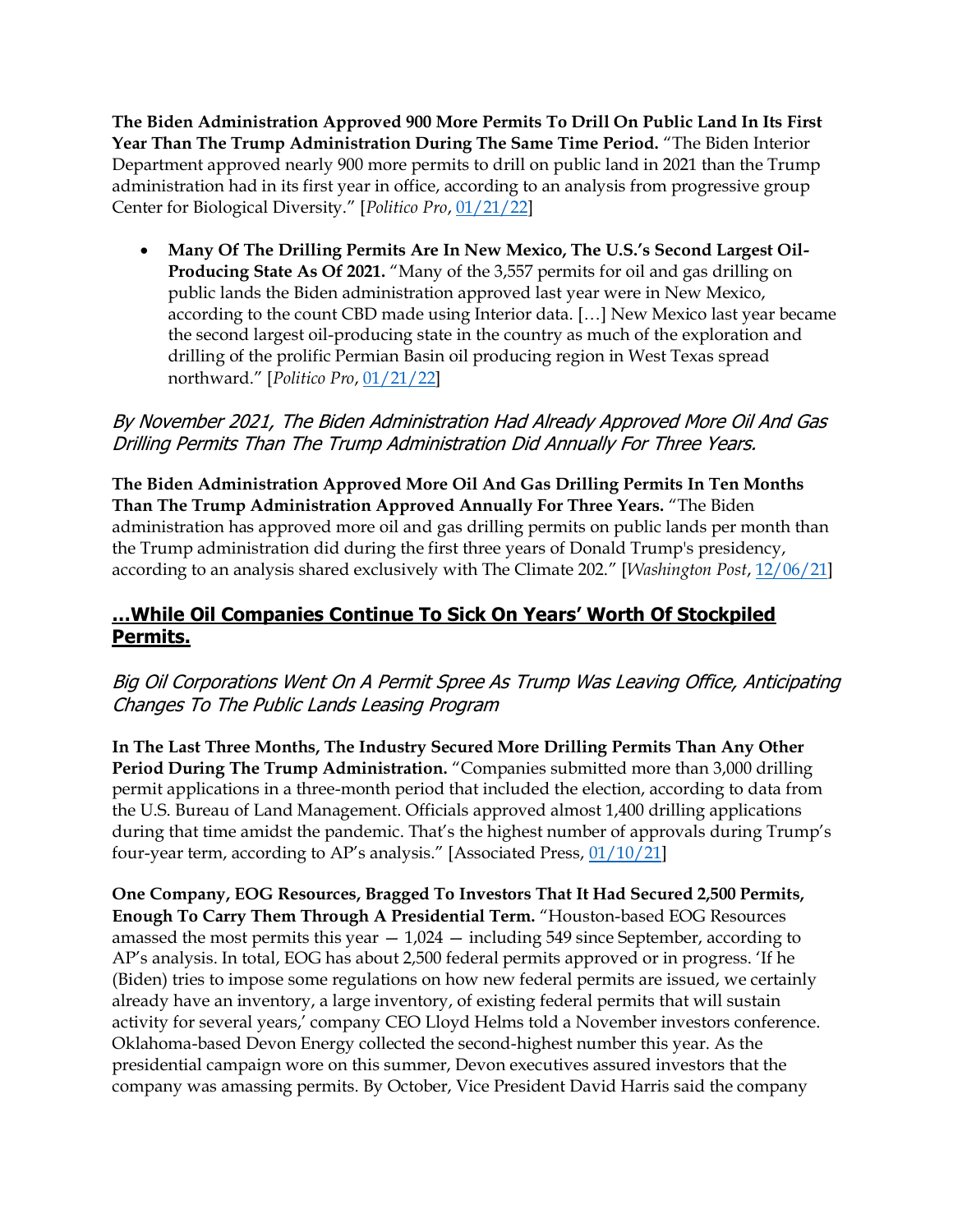**The Biden Administration Approved 900 More Permits To Drill On Public Land In Its First Year Than The Trump Administration During The Same Time Period.** "The Biden Interior Department approved nearly 900 more permits to drill on public land in 2021 than the Trump administration had in its first year in office, according to an analysis from progressive group Center for Biological Diversity." [*Politico Pro*, [01/21/22](#)]

- **Many Of The Drilling Permits Are In New Mexico, The U.S.'s Second Largest Oil-Producing State As Of 2021.** "Many of the 3,557 permits for oil and gas drilling on public lands the Biden administration approved last year were in New Mexico, according to the count CBD made using Interior data. […] New Mexico last year became the second largest oil-producing state in the country as much of the exploration and drilling of the prolific Permian Basin oil producing region in West Texas spread northward." [*Politico Pro*, [01/21/22](#)]

### *By November 2021, The Biden Administration Had Already Approved More Oil And Gas Drilling Permits Than The Trump Administration Did Annually For Three Years.*

**The Biden Administration Approved More Oil And Gas Drilling Permits In Ten Months Than The Trump Administration Approved Annually For Three Years.** "The Biden administration has approved more oil and gas drilling permits on public lands per month than the Trump administration did during the first three years of Donald Trump's presidency, according to an analysis shared exclusively with The Climate 202." [*Washington Post*, [12/06/21](#)]

## **…While Oil Companies Continue To Sick On Years' Worth Of Stockpiled Permits.**

### *Big Oil Corporations Went On A Permit Spree As Trump Was Leaving Office, Anticipating Changes To The Public Lands Leasing Program*

**In The Last Three Months, The Industry Secured More Drilling Permits Than Any Other Period During The Trump Administration.** "Companies submitted more than 3,000 drilling permit applications in a three-month period that included the election, according to data from the U.S. Bureau of Land Management. Officials approved almost 1,400 drilling applications during that time amidst the pandemic. That's the highest number of approvals during Trump's four-year term, according to AP's analysis." [Associated Press, [01/10/21](#)]

**One Company, EOG Resources, Bragged To Investors That It Had Secured 2,500 Permits, Enough To Carry Them Through A Presidential Term.** "Houston-based EOG Resources amassed the most permits this year — 1,024 — including 549 since September, according to AP's analysis. In total, EOG has about 2,500 federal permits approved or in progress. 'If he (Biden) tries to impose some regulations on how new federal permits are issued, we certainly already have an inventory, a large inventory, of existing federal permits that will sustain activity for several years,' company CEO Lloyd Helms told a November investors conference. Oklahoma-based Devon Energy collected the second-highest number this year. As the presidential campaign wore on this summer, Devon executives assured investors that the company was amassing permits. By October, Vice President David Harris said the company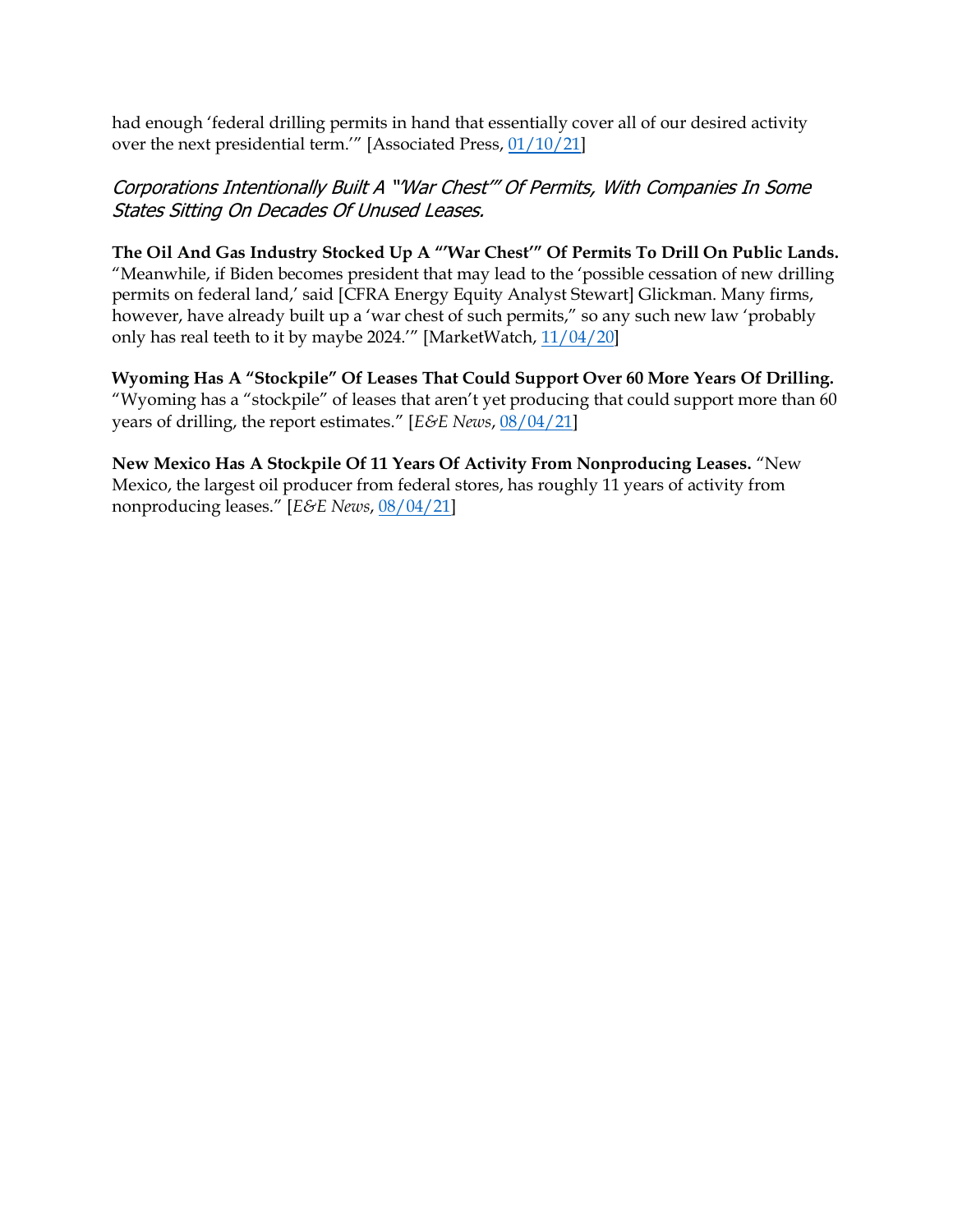had enough 'federal drilling permits in hand that essentially cover all of our desired activity over the next presidential term.'" [Associated Press, 01/10/21]

### *Corporations Intentionally Built A "'War Chest'" Of Permits, With Companies In Some States Sitting On Decades Of Unused Leases.*

**The Oil And Gas Industry Stocked Up A "'War Chest'" Of Permits To Drill On Public Lands.** "Meanwhile, if Biden becomes president that may lead to the 'possible cessation of new drilling permits on federal land,' said [CFRA Energy Equity Analyst Stewart] Glickman. Many firms, however, have already built up a 'war chest of such permits," so any such new law 'probably only has real teeth to it by maybe 2024.'" [MarketWatch, 11/04/20]

**Wyoming Has A "Stockpile" Of Leases That Could Support Over 60 More Years Of Drilling.** "Wyoming has a "stockpile" of leases that aren't yet producing that could support more than 60 years of drilling, the report estimates." [*E&E News*, 08/04/21]

**New Mexico Has A Stockpile Of 11 Years Of Activity From Nonproducing Leases.** "New Mexico, the largest oil producer from federal stores, has roughly 11 years of activity from nonproducing leases." [*E&E News*, 08/04/21]